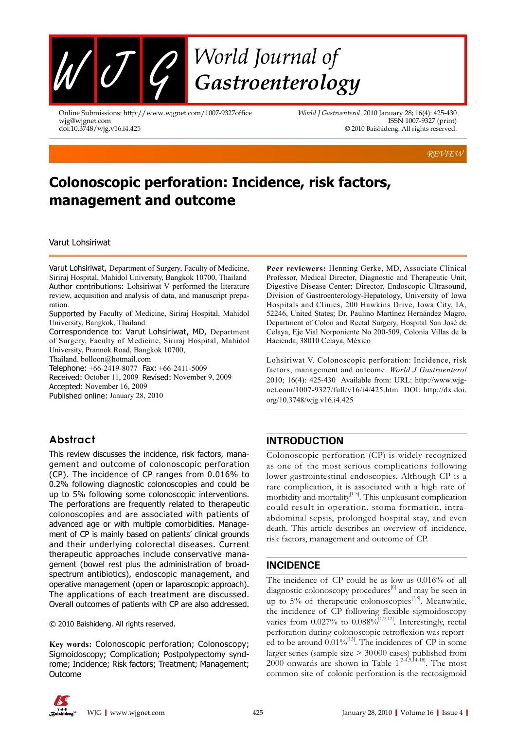REVIEW

# Colonoscopic perforation: Incidence, risk factors, management and outcome

Varut Lohsiriwat

Varut Lohsiriwat, Department of Surgery, Faculty of Medicine, Siriraj Hospital, Mahidol University, Bangkok 10700, Thailand

Author contributions: Lohsiriwat V performed the literature review, acquisition and analysis of data, and manuscript preparation.

Supported by Faculty of Medicine, Siriraj Hospital, Mahidol University, Bangkok, Thailand

Correspondence to: Varut Lohsiriwat, MD, Department of Surgery, Faculty of Medicine, Siriraj Hospital, Mahidol University, Prannok Road, Bangkok 10700, Thailand. bolloon@hotmail.com

Telephone: +66-2419-8077 Fax: +66-2411-5009

Received: October 11, 2009 Revised: November 9, 2009

Accepted: November 16, 2009

Published online: January 28, 2010

## Abstract

This review discusses the incidence, risk factors, management and outcome of colonoscopic perforation (CP). The incidence of CP ranges from 0.016% to 0.2% following diagnostic colonoscopies and could be up to 5% following some colonoscopic interventions. The perforations are frequently related to therapeutic colonoscopies and are associated with patients of advanced age or with multiple comorbidities. Management of CP is mainly based on patients' clinical grounds and their underlying colorectal diseases. Current therapeutic approaches include conservative management (bowel rest plus the administration of broad-spectrum antibiotics), endoscopic management, and operative management (open or laparoscopic approach). The applications of each treatment are discussed. Overall outcomes of patients with CP are also addressed.

© 2010 Baishideng. All rights reserved.

**Key words:** Colonoscopic perforation; Colonoscopy; Sigmoidoscopy; Complication; Postpolypectomy syndrome; Incidence; Risk factors; Treatment; Management; Outcome

**Peer reviewers:** Henning Gerke, MD, Associate Clinical Professor, Medical Director, Diagnostic and Therapeutic Unit, Digestive Disease Center; Director, Endoscopic Ultrasound, Division of Gastroenterology-Hepatology, University of Iowa Hospitals and Clinics, 200 Hawkins Drive, Iowa City, IA, 52246, United States; Dr. Paulino Martínez Hernández Magro, Department of Colon and Rectal Surgery, Hospital San José de Celaya, Eje Vial Norponiente No 200-509, Colonia Villas de la Hacienda, 38010 Celaya, México

Lohsiriwat V. Colonoscopic perforation: Incidence, risk factors, management and outcome. *World J Gastroenterol* 2010; 16(4): 425-430 Available from: URL: http://www.wjgnet.com/1007-9327/full/v16/i4/425.htm DOI: http://dx.doi.org/10.3748/wjg.v16.i4.425

## INTRODUCTION

Colonoscopic perforation (CP) is widely recognized as one of the most serious complications following lower gastrointestinal endoscopies. Although CP is a rare complication, it is associated with a high rate of morbidity and mortality[1-5]. This unpleasant complication could result in operation, stoma formation, intra-abdominal sepsis, prolonged hospital stay, and even death. This article describes an overview of incidence, risk factors, management and outcome of CP.

## INCIDENCE

The incidence of CP could be as low as 0.016% of all diagnostic colonoscopy procedures[6] and may be seen in up to 5% of therapeutic colonoscopies[7,8]. Meanwhile, the incidence of CP following flexible sigmoidoscopy varies from 0.027% to 0.088%[1,9-12]. Interestingly, rectal perforation during colonoscopic retroflexion was reported to be around 0.01%[13]. The incidences of CP in some larger series (sample size > 30000 cases) published from 2000 onwards are shown in Table 1[2-4,9,14-18]. The most common site of colonic perforation is the rectosigmoid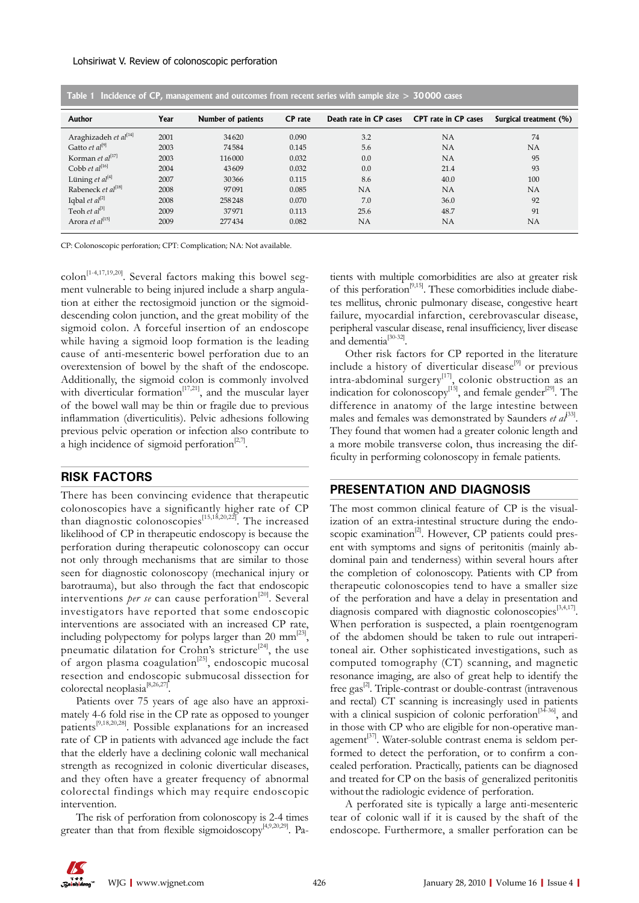**Table 1 Incidence of CP, management and outcomes from recent series with sample size > 30000 cases**

| Author | Year | Number of patients | CP rate | Death rate in CP cases | CPT rate in CP cases | Surgical treatment (%) |
|---|---|---|---|---|---|---|
| Araghizadeh *et al*[14] | 2001 | 34620 | 0.090 | 3.2 | NA | 74 |
| Gatto *et al*[9] | 2003 | 74584 | 0.145 | 5.6 | NA | NA |
| Korman *et al*[17] | 2003 | 116000 | 0.032 | 0.0 | NA | 95 |
| Cobb *et al*[16] | 2004 | 43609 | 0.032 | 0.0 | 21.4 | 93 |
| Lüning *et al*[4] | 2007 | 30366 | 0.115 | 8.6 | 40.0 | 100 |
| Rabeneck *et al*[18] | 2008 | 97091 | 0.085 | NA | NA | NA |
| Iqbal *et al*[2] | 2008 | 258248 | 0.070 | 7.0 | 36.0 | 92 |
| Teoh *et al*[3] | 2009 | 37971 | 0.113 | 25.6 | 48.7 | 91 |
| Arora *et al*[15] | 2009 | 277434 | 0.082 | NA | NA | NA |

CP: Colonoscopic perforation; CPT: Complication; NA: Not available.

colon[1-4,17,19,20]. Several factors making this bowel segment vulnerable to being injured include a sharp angulation at either the rectosigmoid junction or the sigmoid-descending colon junction, and the great mobility of the sigmoid colon. A forceful insertion of an endoscope while having a sigmoid loop formation is the leading cause of anti-mesenteric bowel perforation due to an overextension of bowel by the shaft of the endoscope. Additionally, the sigmoid colon is commonly involved with diverticular formation[17,21], and the muscular layer of the bowel wall may be thin or fragile due to previous inflammation (diverticulitis). Pelvic adhesions following previous pelvic operation or infection also contribute to a high incidence of sigmoid perforation[2,7].

## RISK FACTORS

There has been convincing evidence that therapeutic colonoscopies have a significantly higher rate of CP than diagnostic colonoscopies[15,18,20,22]. The increased likelihood of CP in therapeutic endoscopy is because the perforation during therapeutic colonoscopy can occur not only through mechanisms that are similar to those seen for diagnostic colonoscopy (mechanical injury or barotrauma), but also through the fact that endoscopic interventions *per se* can cause perforation[20]. Several investigators have reported that some endoscopic interventions are associated with an increased CP rate, including polypectomy for polyps larger than 20 mm[23], pneumatic dilatation for Crohn's stricture[24], the use of argon plasma coagulation[25], endoscopic mucosal resection and endoscopic submucosal dissection for colorectal neoplasia[8,26,27].

Patients over 75 years of age also have an approximately 4-6 fold rise in the CP rate as opposed to younger patients[9,18,20,28]. Possible explanations for an increased rate of CP in patients with advanced age include the fact that the elderly have a declining colonic wall mechanical strength as recognized in colonic diverticular diseases, and they often have a greater frequency of abnormal colorectal findings which may require endoscopic intervention.

The risk of perforation from colonoscopy is 2-4 times greater than that from flexible sigmoidoscopy[4,9,20,29]. Patients with multiple comorbidities are also at greater risk of this perforation[9,15]. These comorbidities include diabetes mellitus, chronic pulmonary disease, congestive heart failure, myocardial infarction, cerebrovascular disease, peripheral vascular disease, renal insufficiency, liver disease and dementia[30-32].

Other risk factors for CP reported in the literature include a history of diverticular disease[9] or previous intra-abdominal surgery[17], colonic obstruction as an indication for colonoscopy[15], and female gender[29]. The difference in anatomy of the large intestine between males and females was demonstrated by Saunders *et al*[33]. They found that women had a greater colonic length and a more mobile transverse colon, thus increasing the difficulty in performing colonoscopy in female patients.

## PRESENTATION AND DIAGNOSIS

The most common clinical feature of CP is the visualization of an extra-intestinal structure during the endoscopic examination[2]. However, CP patients could present with symptoms and signs of peritonitis (mainly abdominal pain and tenderness) within several hours after the completion of colonoscopy. Patients with CP from therapeutic colonoscopies tend to have a smaller size of the perforation and have a delay in presentation and diagnosis compared with diagnostic colonoscopies[3,4,17]. When perforation is suspected, a plain roentgenogram of the abdomen should be taken to rule out intraperitoneal air. Other sophisticated investigations, such as computed tomography (CT) scanning, and magnetic resonance imaging, are also of great help to identify the free gas[2]. Triple-contrast or double-contrast (intravenous and rectal) CT scanning is increasingly used in patients with a clinical suspicion of colonic perforation[34-36], and in those with CP who are eligible for non-operative management[37]. Water-soluble contrast enema is seldom performed to detect the perforation, or to confirm a concealed perforation. Practically, patients can be diagnosed and treated for CP on the basis of generalized peritonitis without the radiologic evidence of perforation.

A perforated site is typically a large anti-mesenteric tear of colonic wall if it is caused by the shaft of the endoscope. Furthermore, a smaller perforation can be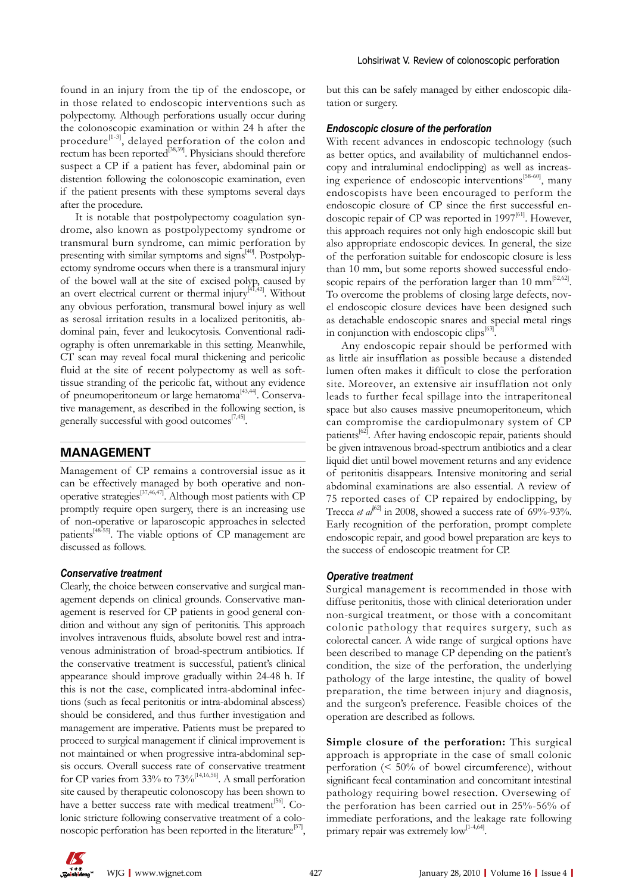found in an injury from the tip of the endoscope, or in those related to endoscopic interventions such as polypectomy. Although perforations usually occur during the colonoscopic examination or within 24 h after the procedure[1-3], delayed perforation of the colon and rectum has been reported[38,39]. Physicians should therefore suspect a CP if a patient has fever, abdominal pain or distention following the colonoscopic examination, even if the patient presents with these symptoms several days after the procedure.

It is notable that postpolypectomy coagulation syndrome, also known as postpolypectomy syndrome or transmural burn syndrome, can mimic perforation by presenting with similar symptoms and signs[40]. Postpolypectomy syndrome occurs when there is a transmural injury of the bowel wall at the site of excised polyp, caused by an overt electrical current or thermal injury[41,42]. Without any obvious perforation, transmural bowel injury as well as serosal irritation results in a localized peritonitis, abdominal pain, fever and leukocytosis. Conventional radiography is often unremarkable in this setting. Meanwhile, CT scan may reveal focal mural thickening and pericolic fluid at the site of recent polypectomy as well as soft-tissue stranding of the pericolic fat, without any evidence of pneumoperitoneum or large hematoma[43,44]. Conservative management, as described in the following section, is generally successful with good outcomes[7,45].

## MANAGEMENT

Management of CP remains a controversial issue as it can be effectively managed by both operative and non-operative strategies[37,46,47]. Although most patients with CP promptly require open surgery, there is an increasing use of non-operative or laparoscopic approaches in selected patients[48-55]. The viable options of CP management are discussed as follows.

### *Conservative treatment*

Clearly, the choice between conservative and surgical management depends on clinical grounds. Conservative management is reserved for CP patients in good general condition and without any sign of peritonitis. This approach involves intravenous fluids, absolute bowel rest and intravenous administration of broad-spectrum antibiotics. If the conservative treatment is successful, patient's clinical appearance should improve gradually within 24-48 h. If this is not the case, complicated intra-abdominal infections (such as fecal peritonitis or intra-abdominal abscess) should be considered, and thus further investigation and management are imperative. Patients must be prepared to proceed to surgical management if clinical improvement is not maintained or when progressive intra-abdominal sepsis occurs. Overall success rate of conservative treatment for CP varies from 33% to 73%[14,16,56]. A small perforation site caused by therapeutic colonoscopy has been shown to have a better success rate with medical treatment[56]. Colonic stricture following conservative treatment of a colonoscopic perforation has been reported in the literature[57], but this can be safely managed by either endoscopic dilatation or surgery.

### *Endoscopic closure of the perforation*

With recent advances in endoscopic technology (such as better optics, and availability of multichannel endoscopy and intraluminal endoclipping) as well as increasing experience of endoscopic interventions[58-60], many endoscopists have been encouraged to perform the endoscopic closure of CP since the first successful endoscopic repair of CP was reported in 1997[61]. However, this approach requires not only high endoscopic skill but also appropriate endoscopic devices. In general, the size of the perforation suitable for endoscopic closure is less than 10 mm, but some reports showed successful endoscopic repairs of the perforation larger than 10 mm[52,62]. To overcome the problems of closing large defects, novel endoscopic closure devices have been designed such as detachable endoscopic snares and special metal rings in conjunction with endoscopic clips[63].

Any endoscopic repair should be performed with as little air insufflation as possible because a distended lumen often makes it difficult to close the perforation site. Moreover, an extensive air insufflation not only leads to further fecal spillage into the intraperitoneal space but also causes massive pneumoperitoneum, which can compromise the cardiopulmonary system of CP patients[62]. After having endoscopic repair, patients should be given intravenous broad-spectrum antibiotics and a clear liquid diet until bowel movement returns and any evidence of peritonitis disappears. Intensive monitoring and serial abdominal examinations are also essential. A review of 75 reported cases of CP repaired by endoclipping, by Trecca *et al*[62] in 2008, showed a success rate of 69%-93%. Early recognition of the perforation, prompt complete endoscopic repair, and good bowel preparation are keys to the success of endoscopic treatment for CP.

### *Operative treatment*

Surgical management is recommended in those with diffuse peritonitis, those with clinical deterioration under non-surgical treatment, or those with a concomitant colonic pathology that requires surgery, such as colorectal cancer. A wide range of surgical options have been described to manage CP depending on the patient's condition, the size of the perforation, the underlying pathology of the large intestine, the quality of bowel preparation, the time between injury and diagnosis, and the surgeon's preference. Feasible choices of the operation are described as follows.

**Simple closure of the perforation:** This surgical approach is appropriate in the case of small colonic perforation (< 50% of bowel circumference), without significant fecal contamination and concomitant intestinal pathology requiring bowel resection. Oversewing of the perforation has been carried out in 25%-56% of immediate perforations, and the leakage rate following primary repair was extremely low[1-4,64].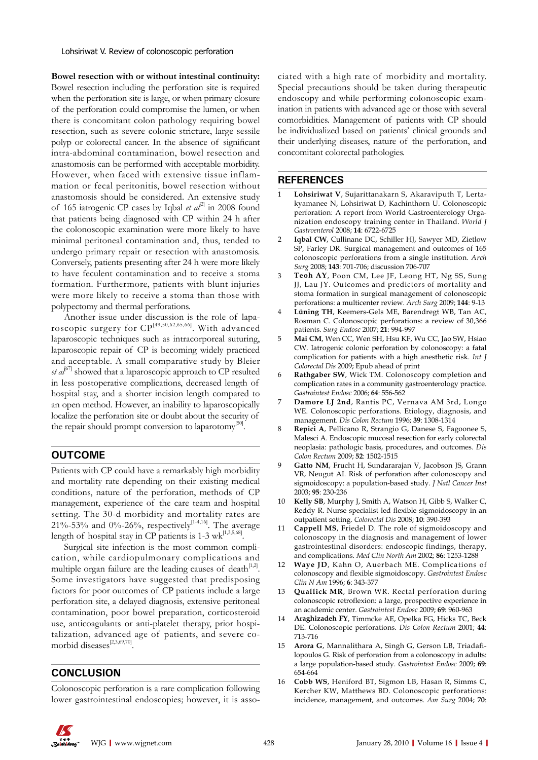**Bowel resection with or without intestinal continuity:** Bowel resection including the perforation site is required when the perforation site is large, or when primary closure of the perforation could compromise the lumen, or when there is concomitant colon pathology requiring bowel resection, such as severe colonic stricture, large sessile polyp or colorectal cancer. In the absence of significant intra-abdominal contamination, bowel resection and anastomosis can be performed with acceptable morbidity. However, when faced with extensive tissue inflammation or fecal peritonitis, bowel resection without anastomosis should be considered. An extensive study of 165 iatrogenic CP cases by Iqbal *et al*[2] in 2008 found that patients being diagnosed with CP within 24 h after the colonoscopic examination were more likely to have minimal peritoneal contamination and, thus, tended to undergo primary repair or resection with anastomosis. Conversely, patients presenting after 24 h were more likely to have feculent contamination and to receive a stoma formation. Furthermore, patients with blunt injuries were more likely to receive a stoma than those with polypectomy and thermal perforations.

Another issue under discussion is the role of laparoscopic surgery for CP[49,50,62,65,66]. With advanced laparoscopic techniques such as intracorporeal suturing, laparoscopic repair of CP is becoming widely practiced and acceptable. A small comparative study by Bleier *et al*[67] showed that a laparoscopic approach to CP resulted in less postoperative complications, decreased length of hospital stay, and a shorter incision length compared to an open method. However, an inability to laparoscopically localize the perforation site or doubt about the security of the repair should prompt conversion to laparotomy[50].

## OUTCOME

Patients with CP could have a remarkably high morbidity and mortality rate depending on their existing medical conditions, nature of the perforation, methods of CP management, experience of the care team and hospital setting. The 30-d morbidity and mortality rates are 21%-53% and 0%-26%, respectively[1-4,16]. The average length of hospital stay in CP patients is 1-3 wk[1,3,5,68].

Surgical site infection is the most common complication, while cardiopulmonary complications and multiple organ failure are the leading causes of death[1,2]. Some investigators have suggested that predisposing factors for poor outcomes of CP patients include a large perforation site, a delayed diagnosis, extensive peritoneal contamination, poor bowel preparation, corticosteroid use, anticoagulants or anti-platelet therapy, prior hospitalization, advanced age of patients, and severe comorbid diseases[2,3,69,70].

## CONCLUSION

Colonoscopic perforation is a rare complication following lower gastrointestinal endoscopies; however, it is associated with a high rate of morbidity and mortality. Special precautions should be taken during therapeutic endoscopy and while performing colonoscopic examination in patients with advanced age or those with several comorbidities. Management of patients with CP should be individualized based on patients' clinical grounds and their underlying diseases, nature of the perforation, and concomitant colorectal pathologies.

## REFERENCES

1. **Lohsiriwat V**, Sujarittanakarn S, Akaraviputh T, Lertakyamanee N, Lohsiriwat D, Kachinthorn U. Colonoscopic perforation: A report from World Gastroenterology Organization endoscopy training center in Thailand. *World J Gastroenterol* 2008; **14**: 6722-6725
2. **Iqbal CW**, Cullinane DC, Schiller HJ, Sawyer MD, Zietlow SP, Farley DR. Surgical management and outcomes of 165 colonoscopic perforations from a single institution. *Arch Surg* 2008; **143**: 701-706; discussion 706-707
3. **Teoh AY**, Poon CM, Lee JF, Leong HT, Ng SS, Sung JJ, Lau JY. Outcomes and predictors of mortality and stoma formation in surgical management of colonoscopic perforations: a multicenter review. *Arch Surg* 2009; **144**: 9-13
4. **Lüning TH**, Keemers-Gels ME, Barendregt WB, Tan AC, Rosman C. Colonoscopic perforations: a review of 30,366 patients. *Surg Endosc* 2007; **21**: 994-997
5. **Mai CM**, Wen CC, Wen SH, Hsu KF, Wu CC, Jao SW, Hsiao CW. Iatrogenic colonic perforation by colonoscopy: a fatal complication for patients with a high anesthetic risk. *Int J Colorectal Dis* 2009; Epub ahead of print
6. **Rathgaber SW**, Wick TM. Colonoscopy completion and complication rates in a community gastroenterology practice. *Gastrointest Endosc* 2006; **64**: 556-562
7. **Damore LJ 2nd**, Rantis PC, Vernava AM 3rd, Longo WE. Colonoscopic perforations. Etiology, diagnosis, and management. *Dis Colon Rectum* 1996; **39**: 1308-1314
8. **Repici A**, Pellicano R, Strangio G, Danese S, Fagoonee S, Malesci A. Endoscopic mucosal resection for early colorectal neoplasia: pathologic basis, procedures, and outcomes. *Dis Colon Rectum* 2009; **52**: 1502-1515
9. **Gatto NM**, Frucht H, Sundararajan V, Jacobson JS, Grann VR, Neugut AI. Risk of perforation after colonoscopy and sigmoidoscopy: a population-based study. *J Natl Cancer Inst* 2003; **95**: 230-236
10. **Kelly SB**, Murphy J, Smith A, Watson H, Gibb S, Walker C, Reddy R. Nurse specialist led flexible sigmoidoscopy in an outpatient setting. *Colorectal Dis* 2008; **10**: 390-393
11. **Cappell MS**, Friedel D. The role of sigmoidoscopy and colonoscopy in the diagnosis and management of lower gastrointestinal disorders: endoscopic findings, therapy, and complications. *Med Clin North Am* 2002; **86**: 1253-1288
12. **Waye JD**, Kahn O, Auerbach ME. Complications of colonoscopy and flexible sigmoidoscopy. *Gastrointest Endosc Clin N Am* 1996; **6**: 343-377
13. **Quallick MR**, Brown WR. Rectal perforation during colonoscopic retroflexion: a large, prospective experience in an academic center. *Gastrointest Endosc* 2009; **69**: 960-963
14. **Araghizadeh FY**, Timmcke AE, Opelka FG, Hicks TC, Beck DE. Colonoscopic perforations. *Dis Colon Rectum* 2001; **44**: 713-716
15. **Arora G**, Mannalithara A, Singh G, Gerson LB, Triadafilopoulos G. Risk of perforation from a colonoscopy in adults: a large population-based study. *Gastrointest Endosc* 2009; **69**: 654-664
16. **Cobb WS**, Heniford BT, Sigmon LB, Hasan R, Simms C, Kercher KW, Matthews BD. Colonoscopic perforations: incidence, management, and outcomes. *Am Surg* 2004; **70**: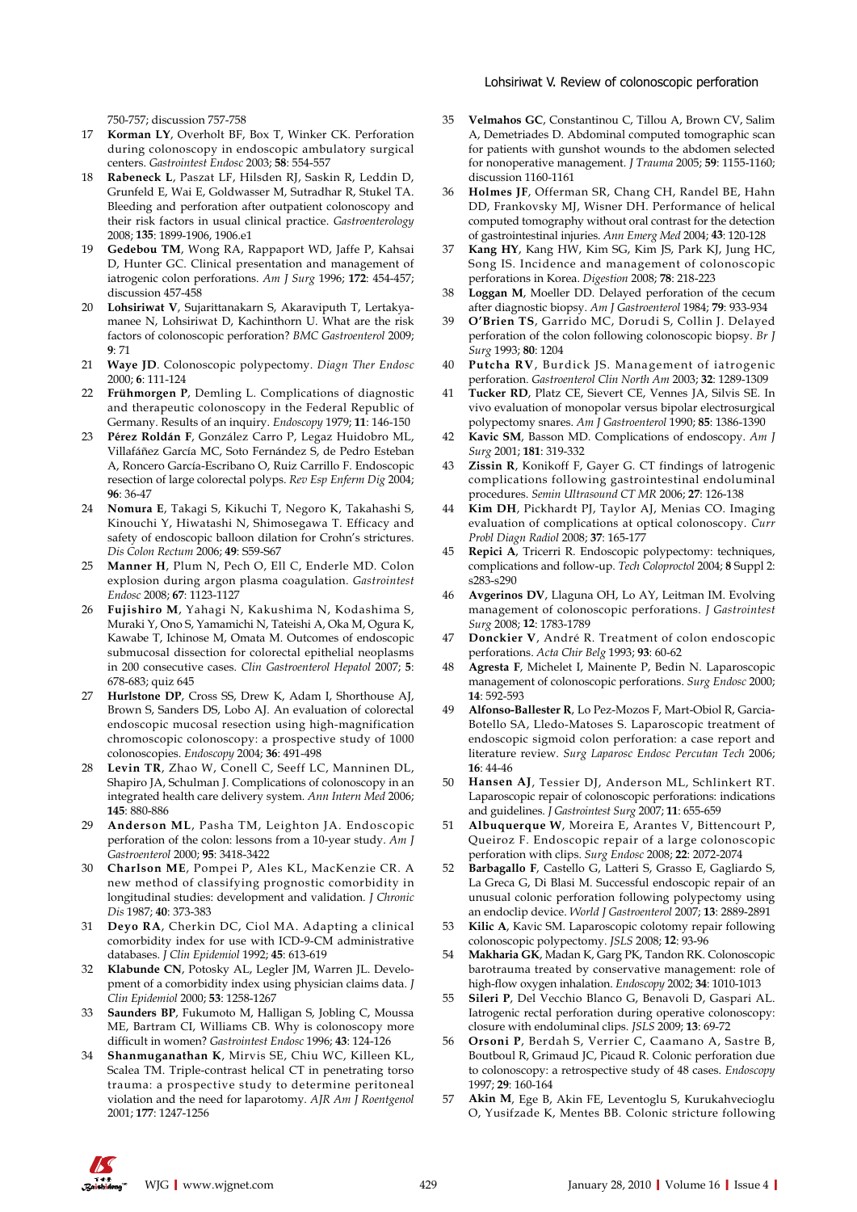750-757; discussion 757-758

17 **Korman LY**, Overholt BF, Box T, Winker CK. Perforation during colonoscopy in endoscopic ambulatory surgical centers. *Gastrointest Endosc* 2003; **58**: 554-557

18 **Rabeneck L**, Paszat LF, Hilsden RJ, Saskin R, Leddin D, Grunfeld E, Wai E, Goldwasser M, Sutradhar R, Stukel TA. Bleeding and perforation after outpatient colonoscopy and their risk factors in usual clinical practice. *Gastroenterology* 2008; **135**: 1899-1906, 1906.e1

19 **Gedebou TM**, Wong RA, Rappaport WD, Jaffe P, Kahsai D, Hunter GC. Clinical presentation and management of iatrogenic colon perforations. *Am J Surg* 1996; **172**: 454-457; discussion 457-458

20 **Lohsiriwat V**, Sujarittanakarn S, Akaraviputh T, Lertakyamanee N, Lohsiriwat D, Kachinthorn U. What are the risk factors of colonoscopic perforation? *BMC Gastroenterol* 2009; **9**: 71

21 **Waye JD**. Colonoscopic polypectomy. *Diagn Ther Endosc* 2000; **6**: 111-124

22 **Frühmorgen P**, Demling L. Complications of diagnostic and therapeutic colonoscopy in the Federal Republic of Germany. Results of an inquiry. *Endoscopy* 1979; **11**: 146-150

23 **Pérez Roldán F**, González Carro P, Legaz Huidobro ML, Villafáñez García MC, Soto Fernández S, de Pedro Esteban A, Roncero García-Escribano O, Ruiz Carrillo F. Endoscopic resection of large colorectal polyps. *Rev Esp Enferm Dig* 2004; **96**: 36-47

24 **Nomura E**, Takagi S, Kikuchi T, Negoro K, Takahashi S, Kinouchi Y, Hiwatashi N, Shimosegawa T. Efficacy and safety of endoscopic balloon dilation for Crohn's strictures. *Dis Colon Rectum* 2006; **49**: S59-S67

25 **Manner H**, Plum N, Pech O, Ell C, Enderle MD. Colon explosion during argon plasma coagulation. *Gastrointest Endosc* 2008; **67**: 1123-1127

26 **Fujishiro M**, Yahagi N, Kakushima N, Kodashima S, Muraki Y, Ono S, Yamamichi N, Tateishi A, Oka M, Ogura K, Kawabe T, Ichinose M, Omata M. Outcomes of endoscopic submucosal dissection for colorectal epithelial neoplasms in 200 consecutive cases. *Clin Gastroenterol Hepatol* 2007; **5**: 678-683; quiz 645

27 **Hurlstone DP**, Cross SS, Drew K, Adam I, Shorthouse AJ, Brown S, Sanders DS, Lobo AJ. An evaluation of colorectal endoscopic mucosal resection using high-magnification chromoscopic colonoscopy: a prospective study of 1000 colonoscopies. *Endoscopy* 2004; **36**: 491-498

28 **Levin TR**, Zhao W, Conell C, Seeff LC, Manninen DL, Shapiro JA, Schulman J. Complications of colonoscopy in an integrated health care delivery system. *Ann Intern Med* 2006; **145**: 880-886

29 **Anderson ML**, Pasha TM, Leighton JA. Endoscopic perforation of the colon: lessons from a 10-year study. *Am J Gastroenterol* 2000; **95**: 3418-3422

30 **Charlson ME**, Pompei P, Ales KL, MacKenzie CR. A new method of classifying prognostic comorbidity in longitudinal studies: development and validation. *J Chronic Dis* 1987; **40**: 373-383

31 **Deyo RA**, Cherkin DC, Ciol MA. Adapting a clinical comorbidity index for use with ICD-9-CM administrative databases. *J Clin Epidemiol* 1992; **45**: 613-619

32 **Klabunde CN**, Potosky AL, Legler JM, Warren JL. Development of a comorbidity index using physician claims data. *J Clin Epidemiol* 2000; **53**: 1258-1267

33 **Saunders BP**, Fukumoto M, Halligan S, Jobling C, Moussa ME, Bartram CI, Williams CB. Why is colonoscopy more difficult in women? *Gastrointest Endosc* 1996; **43**: 124-126

34 **Shanmuganathan K**, Mirvis SE, Chiu WC, Killeen KL, Scalea TM. Triple-contrast helical CT in penetrating torso trauma: a prospective study to determine peritoneal violation and the need for laparotomy. *AJR Am J Roentgenol* 2001; **177**: 1247-1256

35 **Velmahos GC**, Constantinou C, Tillou A, Brown CV, Salim A, Demetriades D. Abdominal computed tomographic scan for patients with gunshot wounds to the abdomen selected for nonoperative management. *J Trauma* 2005; **59**: 1155-1160; discussion 1160-1161

36 **Holmes JF**, Offerman SR, Chang CH, Randel BE, Hahn DD, Frankovsky MJ, Wisner DH. Performance of helical computed tomography without oral contrast for the detection of gastrointestinal injuries. *Ann Emerg Med* 2004; **43**: 120-128

37 **Kang HY**, Kang HW, Kim SG, Kim JS, Park KJ, Jung HC, Song IS. Incidence and management of colonoscopic perforations in Korea. *Digestion* 2008; **78**: 218-223

38 **Loggan M**, Moeller DD. Delayed perforation of the cecum after diagnostic biopsy. *Am J Gastroenterol* 1984; **79**: 933-934

39 **O'Brien TS**, Garrido MC, Dorudi S, Collin J. Delayed perforation of the colon following colonoscopic biopsy. *Br J Surg* 1993; **80**: 1204

40 **Putcha RV**, Burdick JS. Management of iatrogenic perforation. *Gastroenterol Clin North Am* 2003; **32**: 1289-1309

41 **Tucker RD**, Platz CE, Sievert CE, Vennes JA, Silvis SE. In vivo evaluation of monopolar versus bipolar electrosurgical polypectomy snares. *Am J Gastroenterol* 1990; **85**: 1386-1390

42 **Kavic SM**, Basson MD. Complications of endoscopy. *Am J Surg* 2001; **181**: 319-332

43 **Zissin R**, Konikoff F, Gayer G. CT findings of Iatrogenic complications following gastrointestinal endoluminal procedures. *Semin Ultrasound CT MR* 2006; **27**: 126-138

44 **Kim DH**, Pickhardt PJ, Taylor AJ, Menias CO. Imaging evaluation of complications at optical colonoscopy. *Curr Probl Diagn Radiol* 2008; **37**: 165-177

45 **Repici A**, Tricerri R. Endoscopic polypectomy: techniques, complications and follow-up. *Tech Coloproctol* 2004; **8** Suppl 2: s283-s290

46 **Avgerinos DV**, Llaguna OH, Lo AY, Leitman IM. Evolving management of colonoscopic perforations. *J Gastrointest Surg* 2008; **12**: 1783-1789

47 **Donckier V**, André R. Treatment of colon endoscopic perforations. *Acta Chir Belg* 1993; **93**: 60-62

48 **Agresta F**, Michelet I, Mainente P, Bedin N. Laparoscopic management of colonoscopic perforations. *Surg Endosc* 2000; **14**: 592-593

49 **Alfonso-Ballester R**, Lo Pez-Mozos F, Mart-Obiol R, Garcia-Botello SA, Lledo-Matoses S. Laparoscopic treatment of endoscopic sigmoid colon perforation: a case report and literature review. *Surg Laparosc Endosc Percutan Tech* 2006; **16**: 44-46

50 **Hansen AJ**, Tessier DJ, Anderson ML, Schlinkert RT. Laparoscopic repair of colonoscopic perforations: indications and guidelines. *J Gastrointest Surg* 2007; **11**: 655-659

51 **Albuquerque W**, Moreira E, Arantes V, Bittencourt P, Queiroz F. Endoscopic repair of a large colonoscopic perforation with clips. *Surg Endosc* 2008; **22**: 2072-2074

52 **Barbagallo F**, Castello G, Latteri S, Grasso E, Gagliardo S, La Greca G, Di Blasi M. Successful endoscopic repair of an unusual colonic perforation following polypectomy using an endoclip device. *World J Gastroenterol* 2007; **13**: 2889-2891

53 **Kilic A**, Kavic SM. Laparoscopic colotomy repair following colonoscopic polypectomy. *JSLS* 2008; **12**: 93-96

54 **Makharia GK**, Madan K, Garg PK, Tandon RK. Colonoscopic barotrauma treated by conservative management: role of high-flow oxygen inhalation. *Endoscopy* 2002; **34**: 1010-1013

55 **Sileri P**, Del Vecchio Blanco G, Benavoli D, Gaspari AL. Iatrogenic rectal perforation during operative colonoscopy: closure with endoluminal clips. *JSLS* 2009; **13**: 69-72

56 **Orsoni P**, Berdah S, Verrier C, Caamano A, Sastre B, Boutboul R, Grimaud JC, Picaud R. Colonic perforation due to colonoscopy: a retrospective study of 48 cases. *Endoscopy* 1997; **29**: 160-164

57 **Akin M**, Ege B, Akin FE, Leventoglu S, Kurukahvecioglu O, Yusifzade K, Mentes BB. Colonic stricture following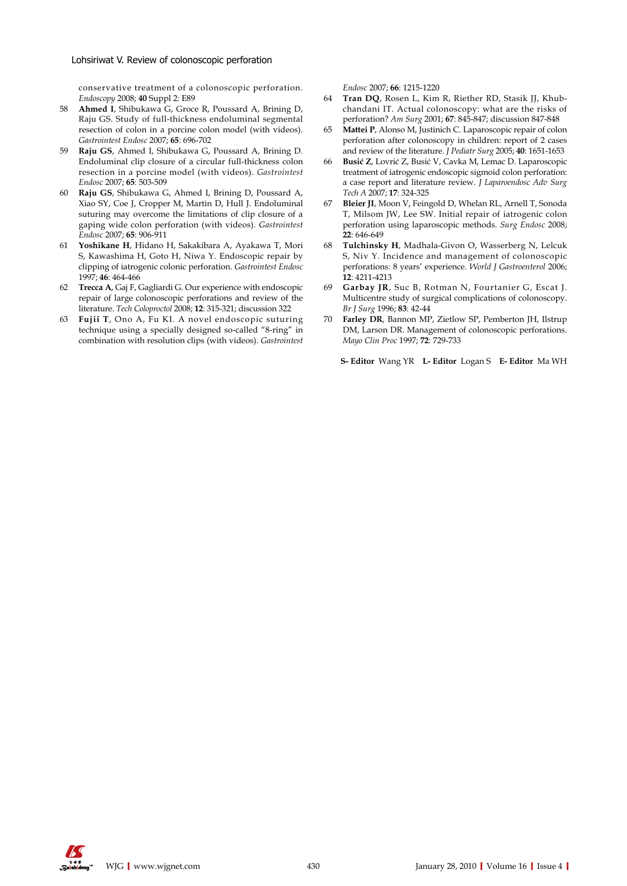conservative treatment of a colonoscopic perforation. *Endoscopy* 2008; **40** Suppl 2: E89

58 **Ahmed I**, Shibukawa G, Groce R, Poussard A, Brining D, Raju GS. Study of full-thickness endoluminal segmental resection of colon in a porcine colon model (with videos). *Gastrointest Endosc* 2007; **65**: 696-702

59 **Raju GS**, Ahmed I, Shibukawa G, Poussard A, Brining D. Endoluminal clip closure of a circular full-thickness colon resection in a porcine model (with videos). *Gastrointest Endosc* 2007; **65**: 503-509

60 **Raju GS**, Shibukawa G, Ahmed I, Brining D, Poussard A, Xiao SY, Coe J, Cropper M, Martin D, Hull J. Endoluminal suturing may overcome the limitations of clip closure of a gaping wide colon perforation (with videos). *Gastrointest Endosc* 2007; **65**: 906-911

61 **Yoshikane H**, Hidano H, Sakakibara A, Ayakawa T, Mori S, Kawashima H, Goto H, Niwa Y. Endoscopic repair by clipping of iatrogenic colonic perforation. *Gastrointest Endosc* 1997; **46**: 464-466

62 **Trecca A**, Gaj F, Gagliardi G. Our experience with endoscopic repair of large colonoscopic perforations and review of the literature. *Tech Coloproctol* 2008; **12**: 315-321; discussion 322

63 **Fujii T**, Ono A, Fu KI. A novel endoscopic suturing technique using a specially designed so-called "8-ring" in combination with resolution clips (with videos). *Gastrointest Endosc* 2007; **66**: 1215-1220

64 **Tran DQ**, Rosen L, Kim R, Riether RD, Stasik JJ, Khubchandani IT. Actual colonoscopy: what are the risks of perforation? *Am Surg* 2001; **67**: 845-847; discussion 847-848

65 **Mattei P**, Alonso M, Justinich C. Laparoscopic repair of colon perforation after colonoscopy in children: report of 2 cases and review of the literature. *J Pediatr Surg* 2005; **40**: 1651-1653

66 **Busić Z**, Lovrić Z, Busić V, Cavka M, Lemac D. Laparoscopic treatment of iatrogenic endoscopic sigmoid colon perforation: a case report and literature review. *J Laparoendosc Adv Surg Tech A* 2007; **17**: 324-325

67 **Bleier JI**, Moon V, Feingold D, Whelan RL, Arnell T, Sonoda T, Milsom JW, Lee SW. Initial repair of iatrogenic colon perforation using laparoscopic methods. *Surg Endosc* 2008; **22**: 646-649

68 **Tulchinsky H**, Madhala-Givon O, Wasserberg N, Lelcuk S, Niv Y. Incidence and management of colonoscopic perforations: 8 years' experience. *World J Gastroenterol* 2006; **12**: 4211-4213

69 **Garbay JR**, Suc B, Rotman N, Fourtanier G, Escat J. Multicentre study of surgical complications of colonoscopy. *Br J Surg* 1996; **83**: 42-44

70 **Farley DR**, Bannon MP, Zietlow SP, Pemberton JH, Ilstrup DM, Larson DR. Management of colonoscopic perforations. *Mayo Clin Proc* 1997; **72**: 729-733

**S- Editor** Wang YR **L- Editor** Logan S **E- Editor** Ma WH